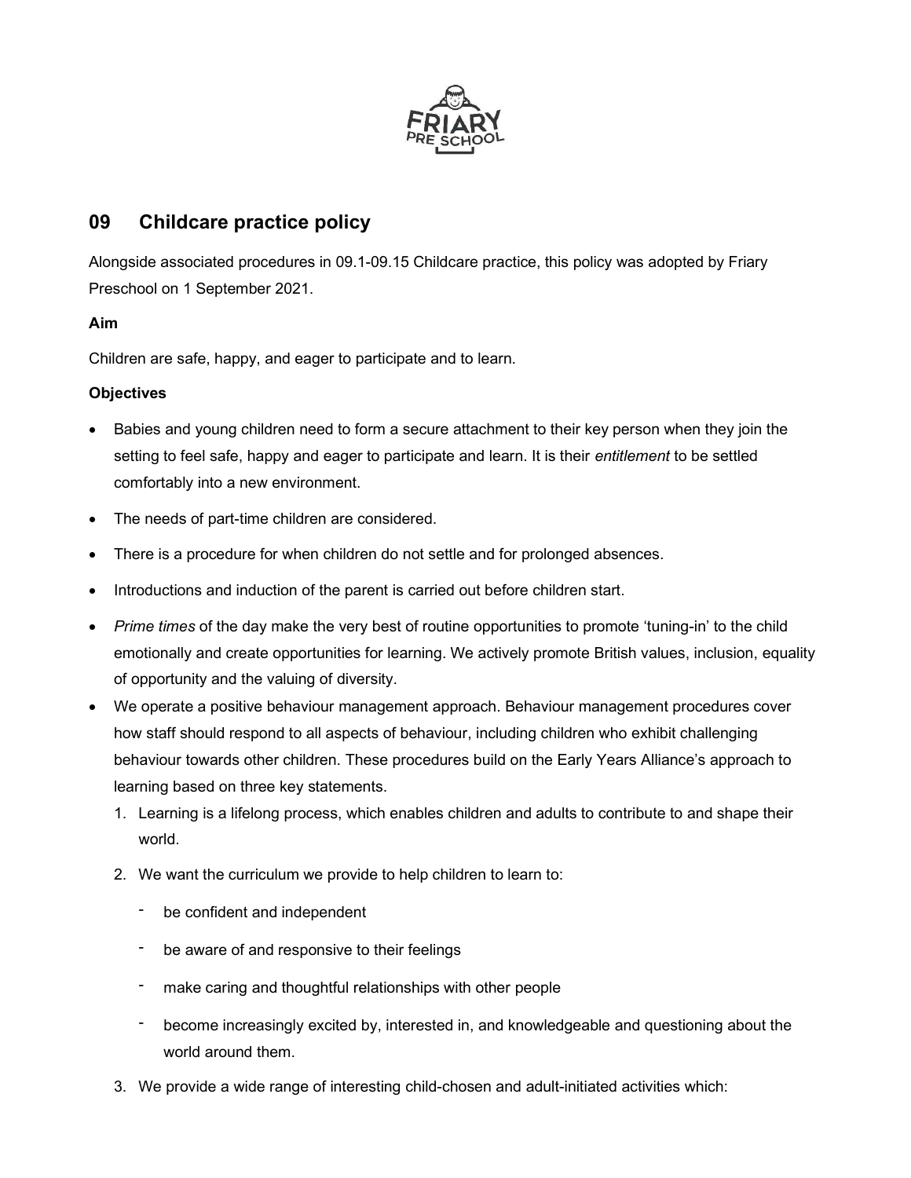## 09 Childcare practice policy

Alongside associated procedures in 09.1-09.15 Childcare practice, this policy was adopted by Friary Preschool on 1 September 2021.

**Aim**

Children are safe, happy, and eager to participate and to learn.

**Objectives**

- Babies and young children need to form a secure attachment to their key person when they join the setting to feel safe, happy and eager to participate and learn. It is their *entitlement* to be settled comfortably into a new environment.
- The needs of part-time children are considered.
- There is a procedure for when children do not settle and for prolonged absences.
- Introductions and induction of the parent is carried out before children start.
- *Prime times* of the day make the very best of routine opportunities to promote 'tuning-in' to the child emotionally and create opportunities for learning. We actively promote British values, inclusion, equality of opportunity and the valuing of diversity.
- We operate a positive behaviour management approach. Behaviour management procedures cover how staff should respond to all aspects of behaviour, including children who exhibit challenging behaviour towards other children. These procedures build on the Early Years Alliance's approach to learning based on three key statements.
  1. Learning is a lifelong process, which enables children and adults to contribute to and shape their world.
  2. We want the curriculum we provide to help children to learn to:
     - be confident and independent
     - be aware of and responsive to their feelings
     - make caring and thoughtful relationships with other people
     - become increasingly excited by, interested in, and knowledgeable and questioning about the world around them.
  3. We provide a wide range of interesting child-chosen and adult-initiated activities which: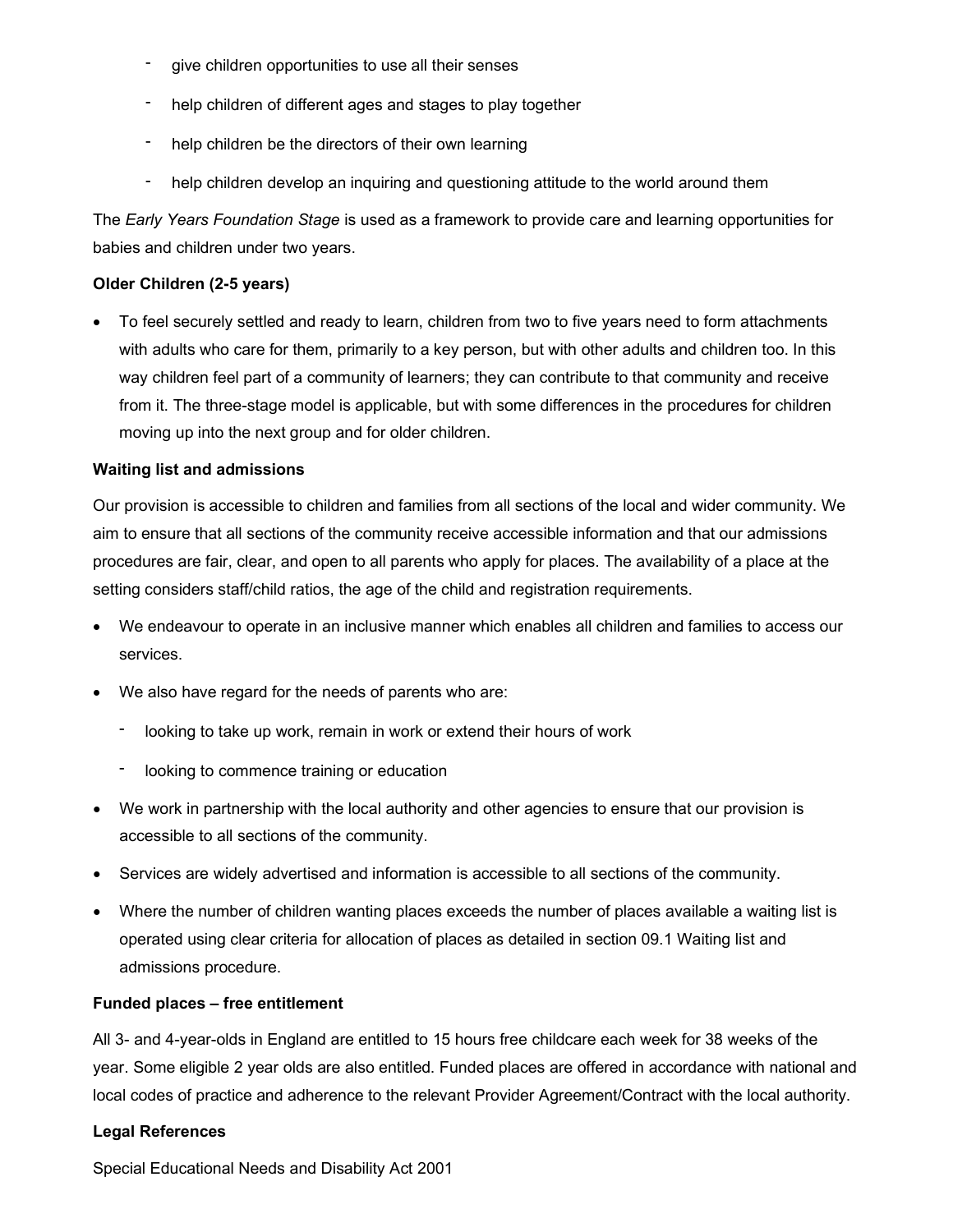- give children opportunities to use all their senses
- help children of different ages and stages to play together
- help children be the directors of their own learning
- help children develop an inquiring and questioning attitude to the world around them

The *Early Years Foundation Stage* is used as a framework to provide care and learning opportunities for babies and children under two years.

**Older Children (2-5 years)**

- To feel securely settled and ready to learn, children from two to five years need to form attachments with adults who care for them, primarily to a key person, but with other adults and children too. In this way children feel part of a community of learners; they can contribute to that community and receive from it. The three-stage model is applicable, but with some differences in the procedures for children moving up into the next group and for older children.

**Waiting list and admissions**

Our provision is accessible to children and families from all sections of the local and wider community. We aim to ensure that all sections of the community receive accessible information and that our admissions procedures are fair, clear, and open to all parents who apply for places. The availability of a place at the setting considers staff/child ratios, the age of the child and registration requirements.

- We endeavour to operate in an inclusive manner which enables all children and families to access our services.
- We also have regard for the needs of parents who are:
  - looking to take up work, remain in work or extend their hours of work
  - looking to commence training or education
- We work in partnership with the local authority and other agencies to ensure that our provision is accessible to all sections of the community.
- Services are widely advertised and information is accessible to all sections of the community.
- Where the number of children wanting places exceeds the number of places available a waiting list is operated using clear criteria for allocation of places as detailed in section 09.1 Waiting list and admissions procedure.

**Funded places – free entitlement**

All 3- and 4-year-olds in England are entitled to 15 hours free childcare each week for 38 weeks of the year. Some eligible 2 year olds are also entitled. Funded places are offered in accordance with national and local codes of practice and adherence to the relevant Provider Agreement/Contract with the local authority.

**Legal References**

Special Educational Needs and Disability Act 2001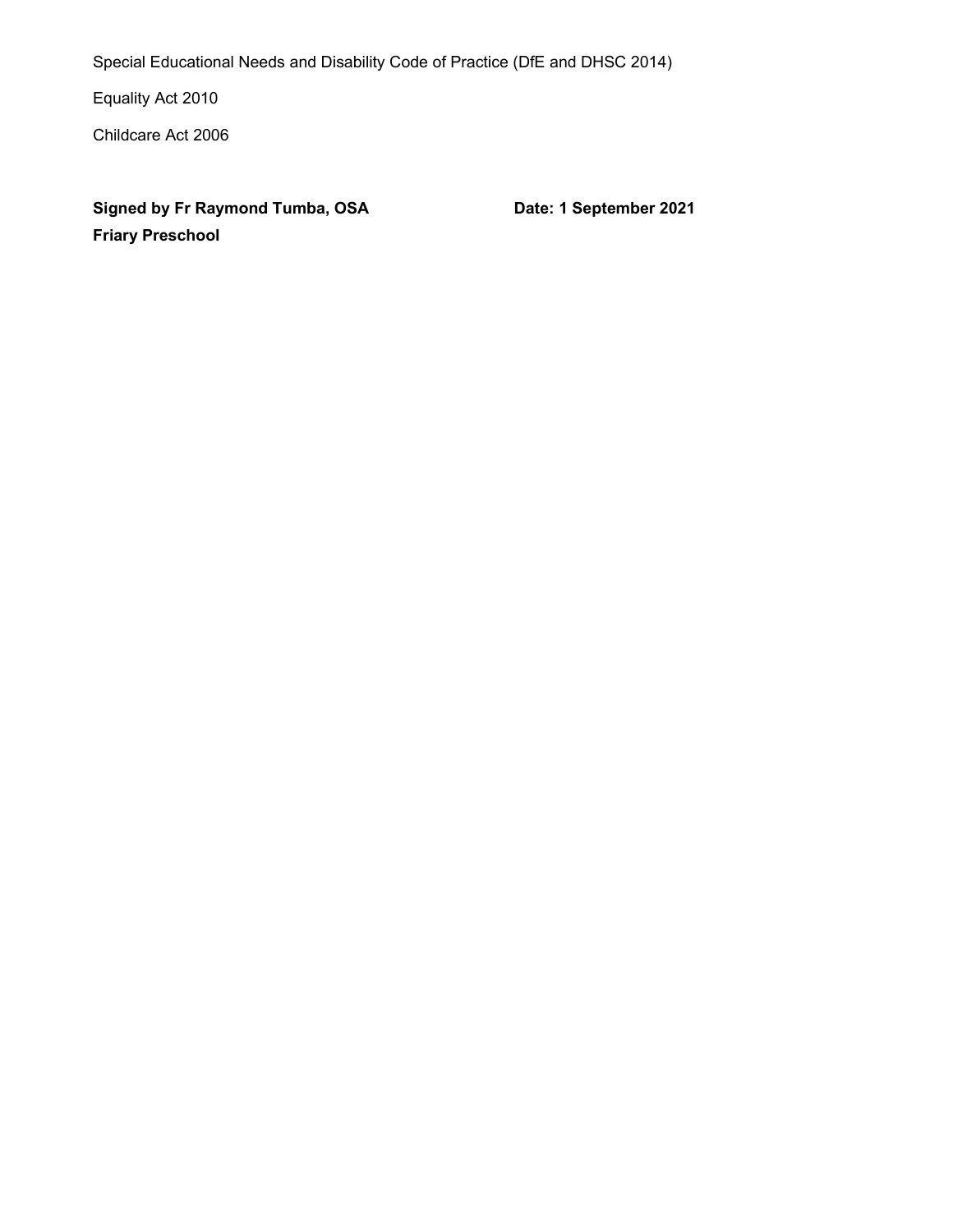Special Educational Needs and Disability Code of Practice (DfE and DHSC 2014)

Equality Act 2010

Childcare Act 2006

**Signed by Fr Raymond Tumba, OSA** **Date: 1 September 2021**

**Friary Preschool**